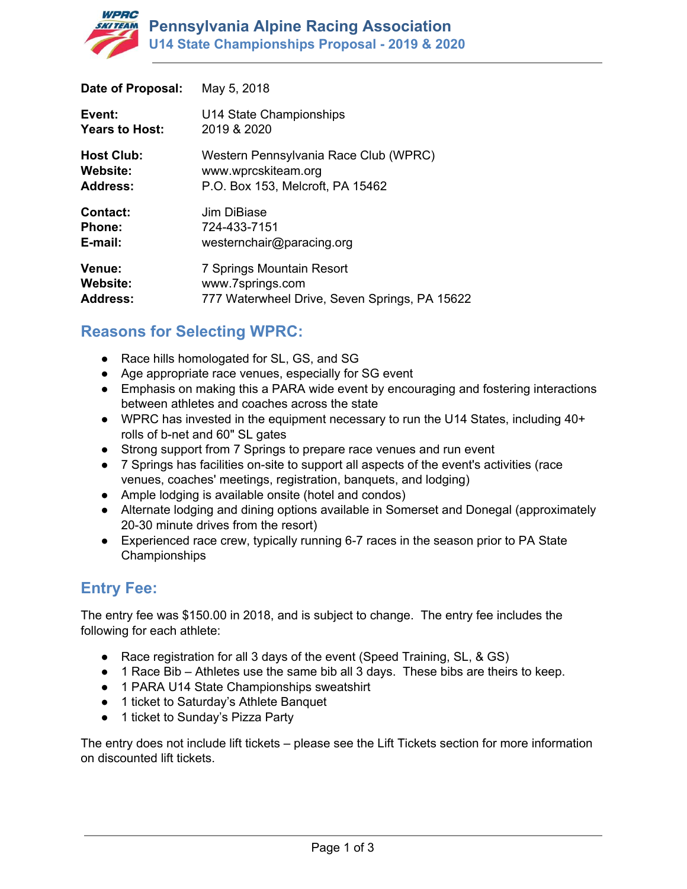# Pennsylvania Alpine Racing Association

## U14 State Championships Proposal - 2019 & 2020

| | |
|---|---|
| **Date of Proposal:** | May 5, 2018 |
| **Event:** | U14 State Championships |
| **Years to Host:** | 2019 & 2020 |
| **Host Club:** | Western Pennsylvania Race Club (WPRC) |
| **Website:** | www.wprcskiteam.org |
| **Address:** | P.O. Box 153, Melcroft, PA 15462 |
| **Contact:** | Jim DiBiase |
| **Phone:** | 724-433-7151 |
| **E-mail:** | westernchair@paracing.org |
| **Venue:** | 7 Springs Mountain Resort |
| **Website:** | www.7springs.com |
| **Address:** | 777 Waterwheel Drive, Seven Springs, PA 15622 |

## Reasons for Selecting WPRC:

- Race hills homologated for SL, GS, and SG
- Age appropriate race venues, especially for SG event
- Emphasis on making this a PARA wide event by encouraging and fostering interactions between athletes and coaches across the state
- WPRC has invested in the equipment necessary to run the U14 States, including 40+ rolls of b-net and 60" SL gates
- Strong support from 7 Springs to prepare race venues and run event
- 7 Springs has facilities on-site to support all aspects of the event's activities (race venues, coaches' meetings, registration, banquets, and lodging)
- Ample lodging is available onsite (hotel and condos)
- Alternate lodging and dining options available in Somerset and Donegal (approximately 20-30 minute drives from the resort)
- Experienced race crew, typically running 6-7 races in the season prior to PA State Championships

## Entry Fee:

The entry fee was $150.00 in 2018, and is subject to change. The entry fee includes the following for each athlete:

- Race registration for all 3 days of the event (Speed Training, SL, & GS)
- 1 Race Bib – Athletes use the same bib all 3 days. These bibs are theirs to keep.
- 1 PARA U14 State Championships sweatshirt
- 1 ticket to Saturday's Athlete Banquet
- 1 ticket to Sunday's Pizza Party

The entry does not include lift tickets – please see the Lift Tickets section for more information on discounted lift tickets.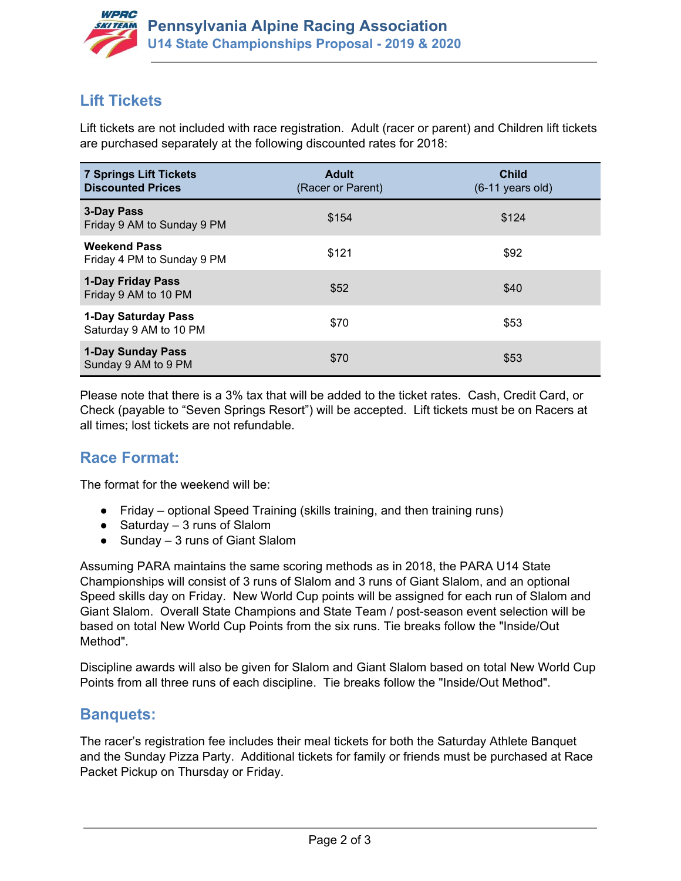## Lift Tickets

Lift tickets are not included with race registration. Adult (racer or parent) and Children lift tickets are purchased separately at the following discounted rates for 2018:

| 7 Springs Lift Tickets Discounted Prices | Adult (Racer or Parent) | Child (6-11 years old) |
|---|---|---|
| **3-Day Pass** Friday 9 AM to Sunday 9 PM | $154 | $124 |
| **Weekend Pass** Friday 4 PM to Sunday 9 PM | $121 | $92 |
| **1-Day Friday Pass** Friday 9 AM to 10 PM | $52 | $40 |
| **1-Day Saturday Pass** Saturday 9 AM to 10 PM | $70 | $53 |
| **1-Day Sunday Pass** Sunday 9 AM to 9 PM | $70 | $53 |

Please note that there is a 3% tax that will be added to the ticket rates. Cash, Credit Card, or Check (payable to “Seven Springs Resort”) will be accepted. Lift tickets must be on Racers at all times; lost tickets are not refundable.

## Race Format:

The format for the weekend will be:

- Friday – optional Speed Training (skills training, and then training runs)
- Saturday – 3 runs of Slalom
- Sunday – 3 runs of Giant Slalom

Assuming PARA maintains the same scoring methods as in 2018, the PARA U14 State Championships will consist of 3 runs of Slalom and 3 runs of Giant Slalom, and an optional Speed skills day on Friday. New World Cup points will be assigned for each run of Slalom and Giant Slalom. Overall State Champions and State Team / post-season event selection will be based on total New World Cup Points from the six runs. Tie breaks follow the "Inside/Out Method".

Discipline awards will also be given for Slalom and Giant Slalom based on total New World Cup Points from all three runs of each discipline. Tie breaks follow the "Inside/Out Method".

## Banquets:

The racer’s registration fee includes their meal tickets for both the Saturday Athlete Banquet and the Sunday Pizza Party. Additional tickets for family or friends must be purchased at Race Packet Pickup on Thursday or Friday.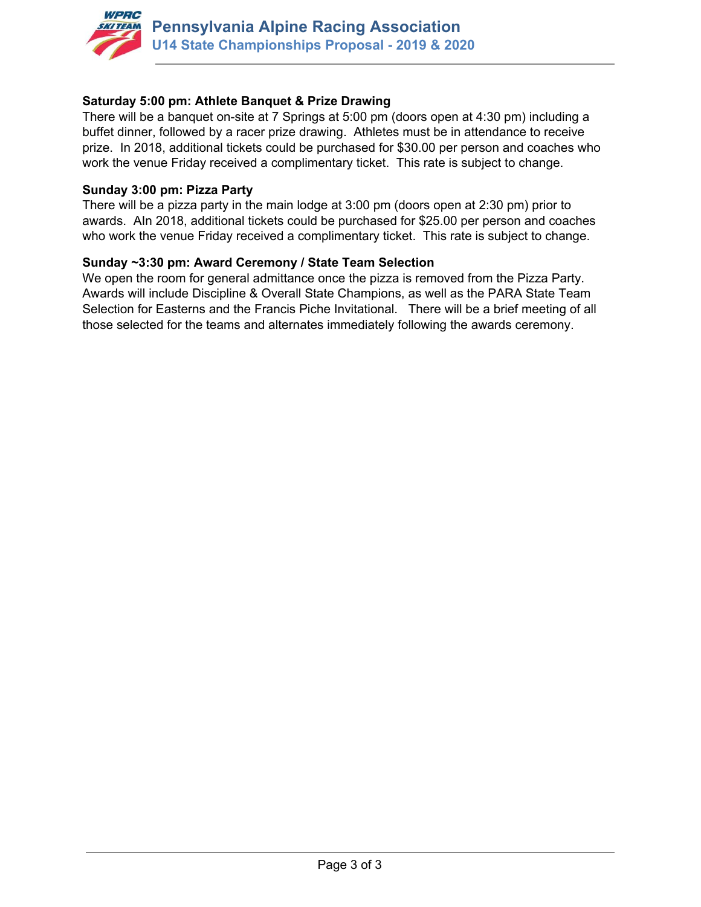**Saturday 5:00 pm: Athlete Banquet & Prize Drawing**

There will be a banquet on-site at 7 Springs at 5:00 pm (doors open at 4:30 pm) including a buffet dinner, followed by a racer prize drawing. Athletes must be in attendance to receive prize. In 2018, additional tickets could be purchased for $30.00 per person and coaches who work the venue Friday received a complimentary ticket. This rate is subject to change.

**Sunday 3:00 pm: Pizza Party**

There will be a pizza party in the main lodge at 3:00 pm (doors open at 2:30 pm) prior to awards. AIn 2018, additional tickets could be purchased for $25.00 per person and coaches who work the venue Friday received a complimentary ticket. This rate is subject to change.

**Sunday ~3:30 pm: Award Ceremony / State Team Selection**

We open the room for general admittance once the pizza is removed from the Pizza Party. Awards will include Discipline & Overall State Champions, as well as the PARA State Team Selection for Easterns and the Francis Piche Invitational. There will be a brief meeting of all those selected for the teams and alternates immediately following the awards ceremony.